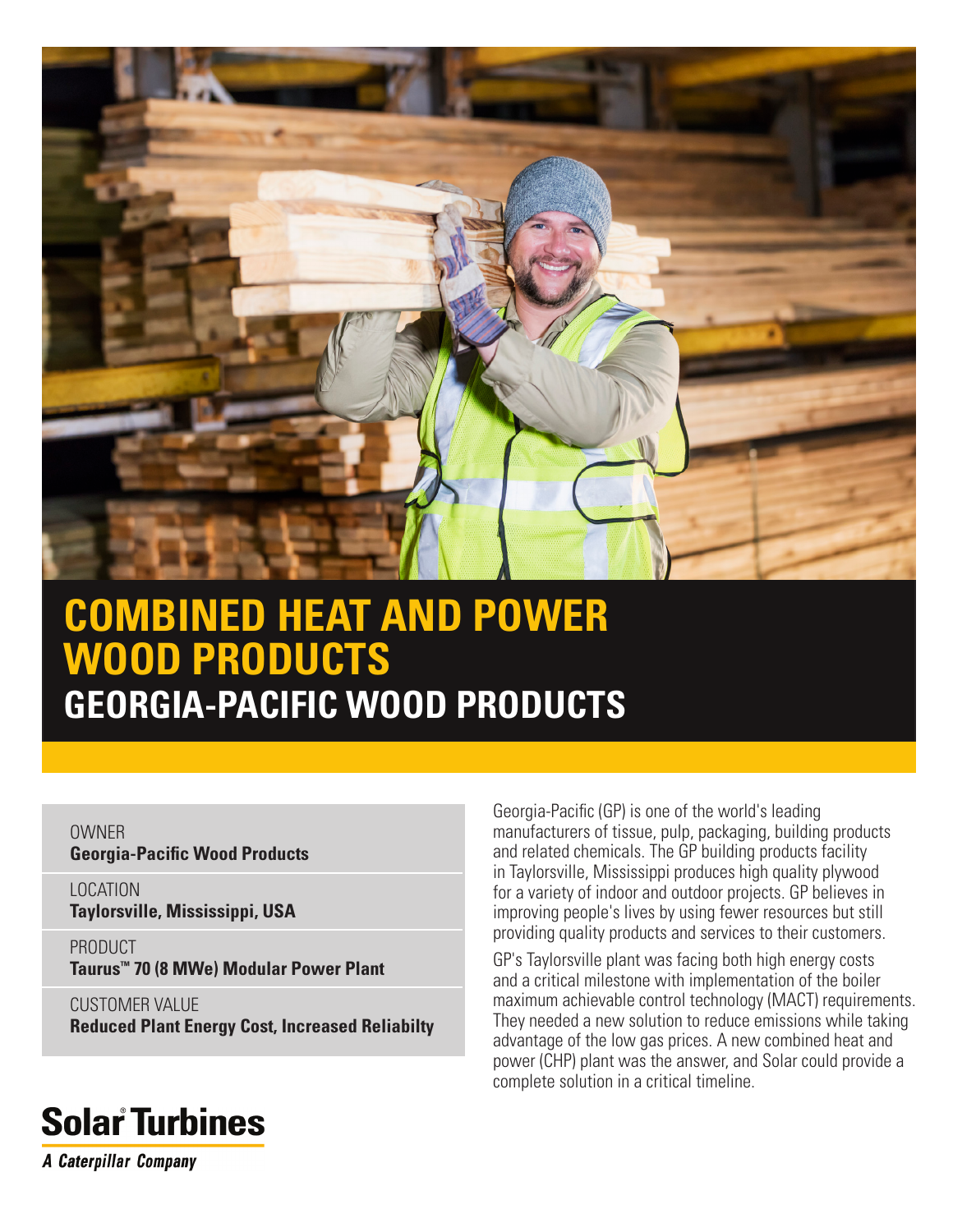# COMBINED HEAT AND POWER WOOD PRODUCTS

## GEORGIA-PACIFIC WOOD PRODUCTS

OWNER
**Georgia-Pacific Wood Products**

LOCATION
**Taylorsville, Mississippi, USA**

PRODUCT
**Taurus™ 70 (8 MWe) Modular Power Plant**

CUSTOMER VALUE
**Reduced Plant Energy Cost, Increased Reliabilty**

Georgia-Pacific (GP) is one of the world's leading manufacturers of tissue, pulp, packaging, building products and related chemicals. The GP building products facility in Taylorsville, Mississippi produces high quality plywood for a variety of indoor and outdoor projects. GP believes in improving people's lives by using fewer resources but still providing quality products and services to their customers.

GP's Taylorsville plant was facing both high energy costs and a critical milestone with implementation of the boiler maximum achievable control technology (MACT) requirements. They needed a new solution to reduce emissions while taking advantage of the low gas prices. A new combined heat and power (CHP) plant was the answer, and Solar could provide a complete solution in a critical timeline.

**Solar Turbines**
*A Caterpillar Company*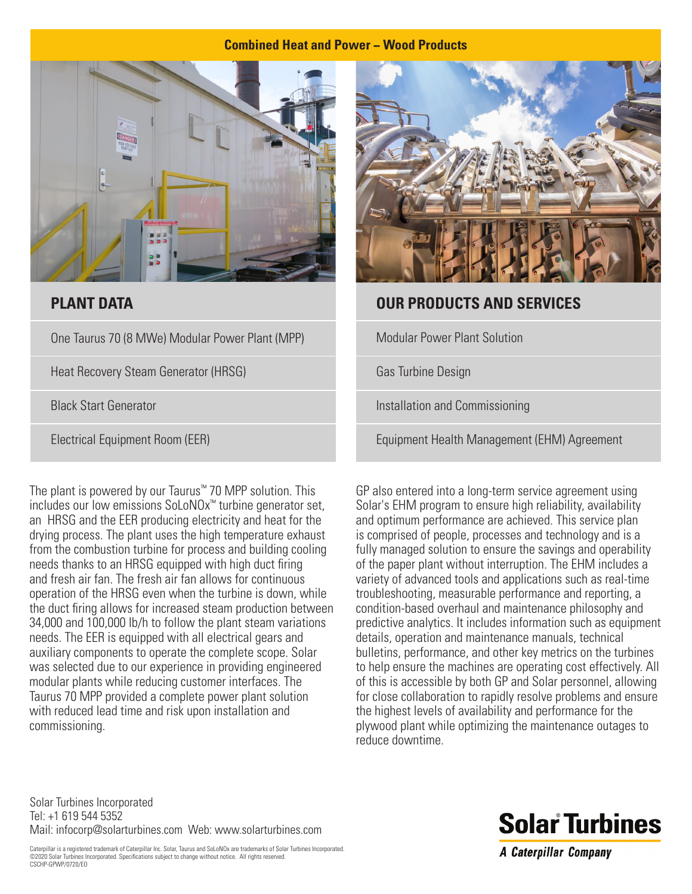Combined Heat and Power – Wood Products

## PLANT DATA

- One Taurus 70 (8 MWe) Modular Power Plant (MPP)
- Heat Recovery Steam Generator (HRSG)
- Black Start Generator
- Electrical Equipment Room (EER)

The plant is powered by our Taurus™ 70 MPP solution. This includes our low emissions SoLoNOx™ turbine generator set, an HRSG and the EER producing electricity and heat for the drying process. The plant uses the high temperature exhaust from the combustion turbine for process and building cooling needs thanks to an HRSG equipped with high duct firing and fresh air fan. The fresh air fan allows for continuous operation of the HRSG even when the turbine is down, while the duct firing allows for increased steam production between 34,000 and 100,000 lb/h to follow the plant steam variations needs. The EER is equipped with all electrical gears and auxiliary components to operate the complete scope. Solar was selected due to our experience in providing engineered modular plants while reducing customer interfaces. The Taurus 70 MPP provided a complete power plant solution with reduced lead time and risk upon installation and commissioning.

## OUR PRODUCTS AND SERVICES

- Modular Power Plant Solution
- Gas Turbine Design
- Installation and Commissioning
- Equipment Health Management (EHM) Agreement

GP also entered into a long-term service agreement using Solar's EHM program to ensure high reliability, availability and optimum performance are achieved. This service plan is comprised of people, processes and technology and is a fully managed solution to ensure the savings and operability of the paper plant without interruption. The EHM includes a variety of advanced tools and applications such as real-time troubleshooting, measurable performance and reporting, a condition-based overhaul and maintenance philosophy and predictive analytics. It includes information such as equipment details, operation and maintenance manuals, technical bulletins, performance, and other key metrics on the turbines to help ensure the machines are operating cost effectively. All of this is accessible by both GP and Solar personnel, allowing for close collaboration to rapidly resolve problems and ensure the highest levels of availability and performance for the plywood plant while optimizing the maintenance outages to reduce downtime.

Solar Turbines Incorporated
Tel: +1 619 544 5352
Mail: infocorp@solarturbines.com Web: www.solarturbines.com

Caterpillar is a registered trademark of Caterpillar Inc. Solar, Taurus and SoLoNOx are trademarks of Solar Turbines Incorporated.
©2020 Solar Turbines Incorporated. Specifications subject to change without notice. All rights reserved.
CSCHP-GPWP/0720/EO

**Solar Turbines**
*A Caterpillar Company*